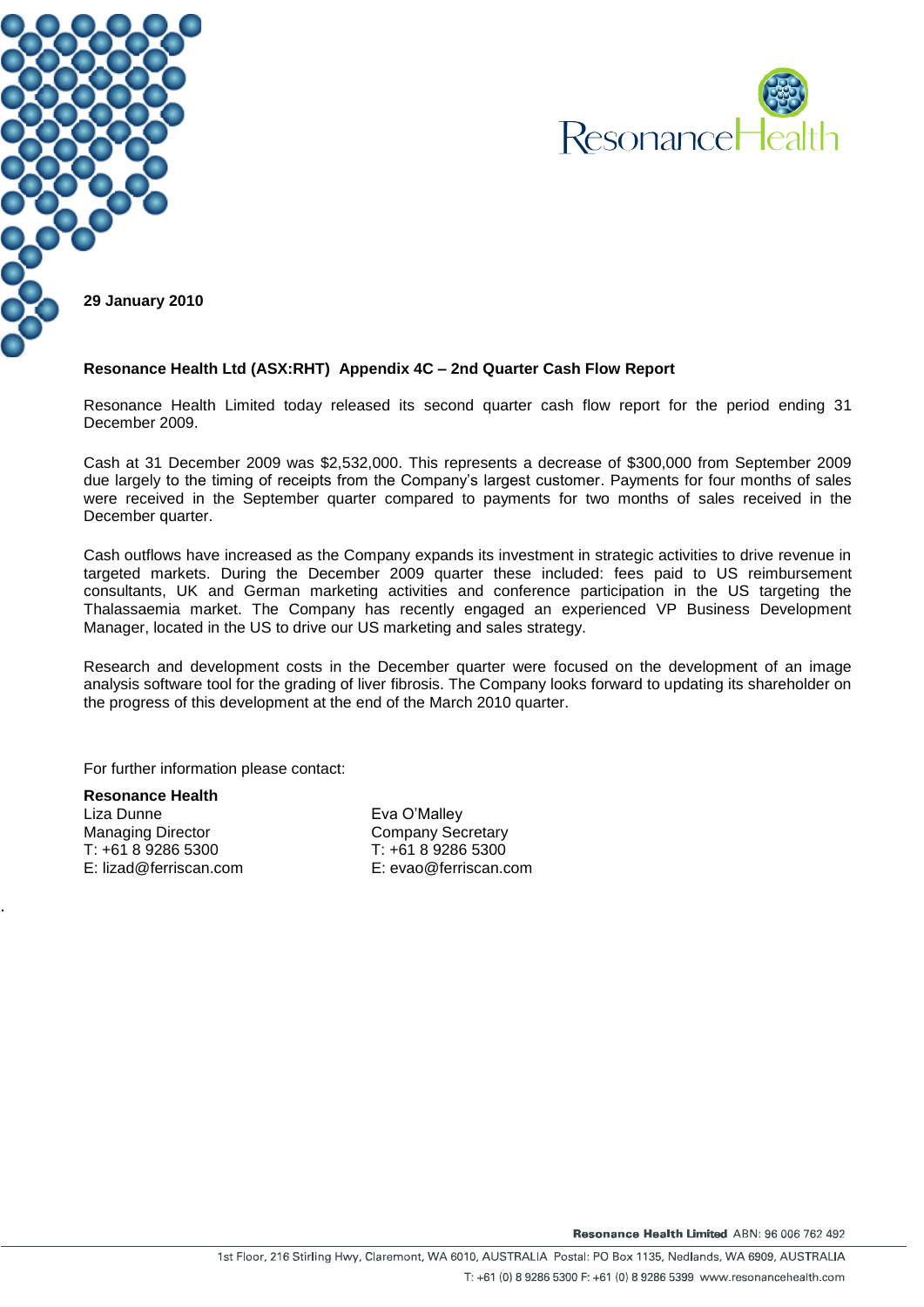**29 January 2010**

**Resonance Health Ltd (ASX:RHT) Appendix 4C – 2nd Quarter Cash Flow Report**

Resonance Health Limited today released its second quarter cash flow report for the period ending 31 December 2009.

Cash at 31 December 2009 was $2,532,000. This represents a decrease of $300,000 from September 2009 due largely to the timing of receipts from the Company's largest customer. Payments for four months of sales were received in the September quarter compared to payments for two months of sales received in the December quarter.

Cash outflows have increased as the Company expands its investment in strategic activities to drive revenue in targeted markets. During the December 2009 quarter these included: fees paid to US reimbursement consultants, UK and German marketing activities and conference participation in the US targeting the Thalassaemia market. The Company has recently engaged an experienced VP Business Development Manager, located in the US to drive our US marketing and sales strategy.

Research and development costs in the December quarter were focused on the development of an image analysis software tool for the grading of liver fibrosis. The Company looks forward to updating its shareholder on the progress of this development at the end of the March 2010 quarter.

For further information please contact:

**Resonance Health**
Liza Dunne
Managing Director
T: +61 8 9286 5300
E: lizad@ferriscan.com

Eva O'Malley
Company Secretary
T: +61 8 9286 5300
E: evao@ferriscan.com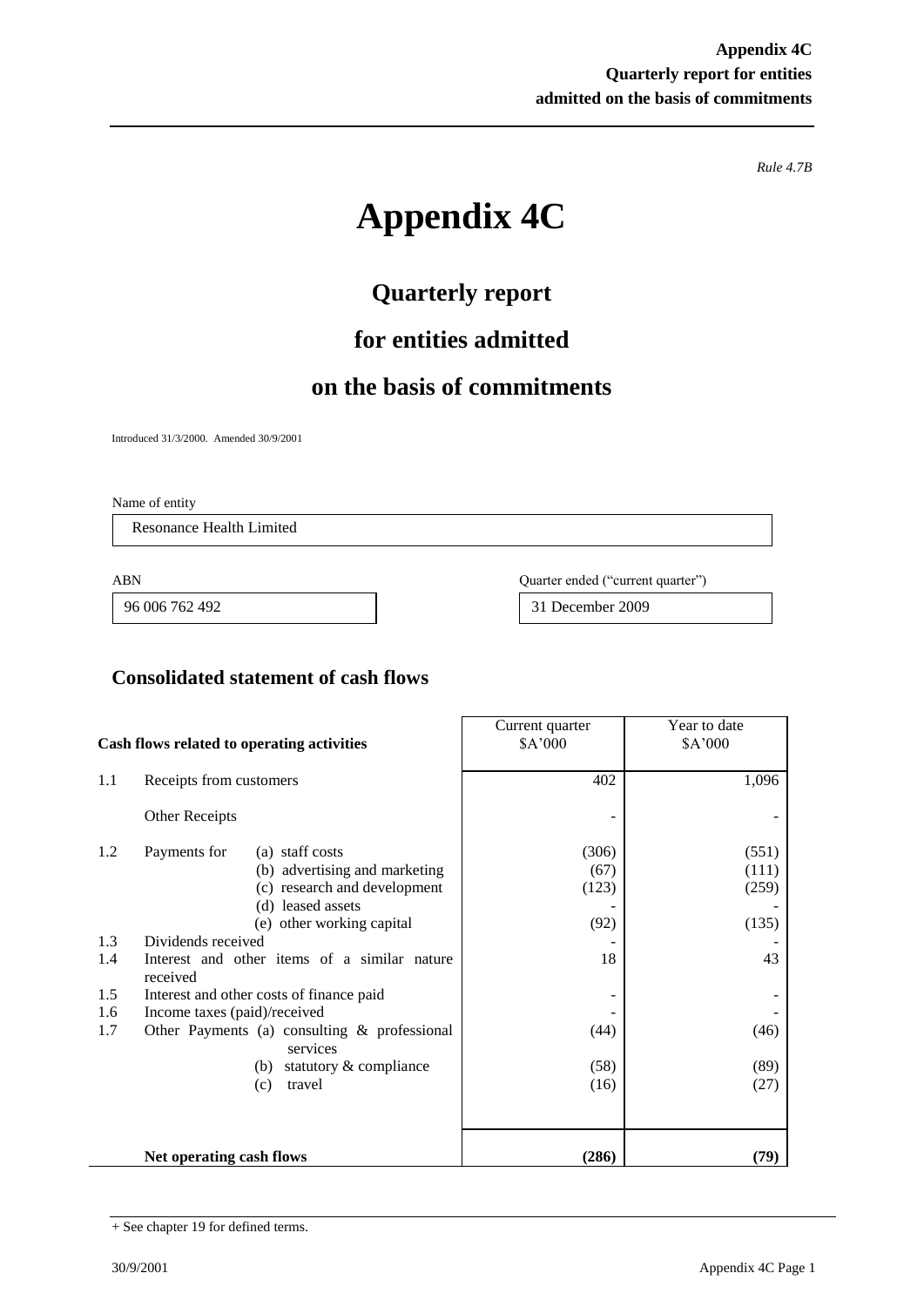Rule 4.7B

# Appendix 4C

## Quarterly report

## for entities admitted

## on the basis of commitments

Introduced 31/3/2000. Amended 30/9/2001

Name of entity

Resonance Health Limited

| ABN | Quarter ended ("current quarter") |
|---|---|
| 96 006 762 492 | 31 December 2009 |

## Consolidated statement of cash flows

| | Cash flows related to operating activities | Current quarter $A'000 | Year to date $A'000 |
|---|---|---|---|
| 1.1 | Receipts from customers | 402 | 1,096 |
| | Other Receipts | - | - |
| 1.2 | Payments for (a) staff costs | (306) | (551) |
| | (b) advertising and marketing | (67) | (111) |
| | (c) research and development | (123) | (259) |
| | (d) leased assets | - | - |
| | (e) other working capital | (92) | (135) |
| 1.3 | Dividends received | - | - |
| 1.4 | Interest and other items of a similar nature received | 18 | 43 |
| 1.5 | Interest and other costs of finance paid | - | - |
| 1.6 | Income taxes (paid)/received | - | - |
| 1.7 | Other Payments (a) consulting & professional services | (44) | (46) |
| | (b) statutory & compliance | (58) | (89) |
| | (c) travel | (16) | (27) |
| | **Net operating cash flows** | **(286)** | **(79)** |

+ See chapter 19 for defined terms.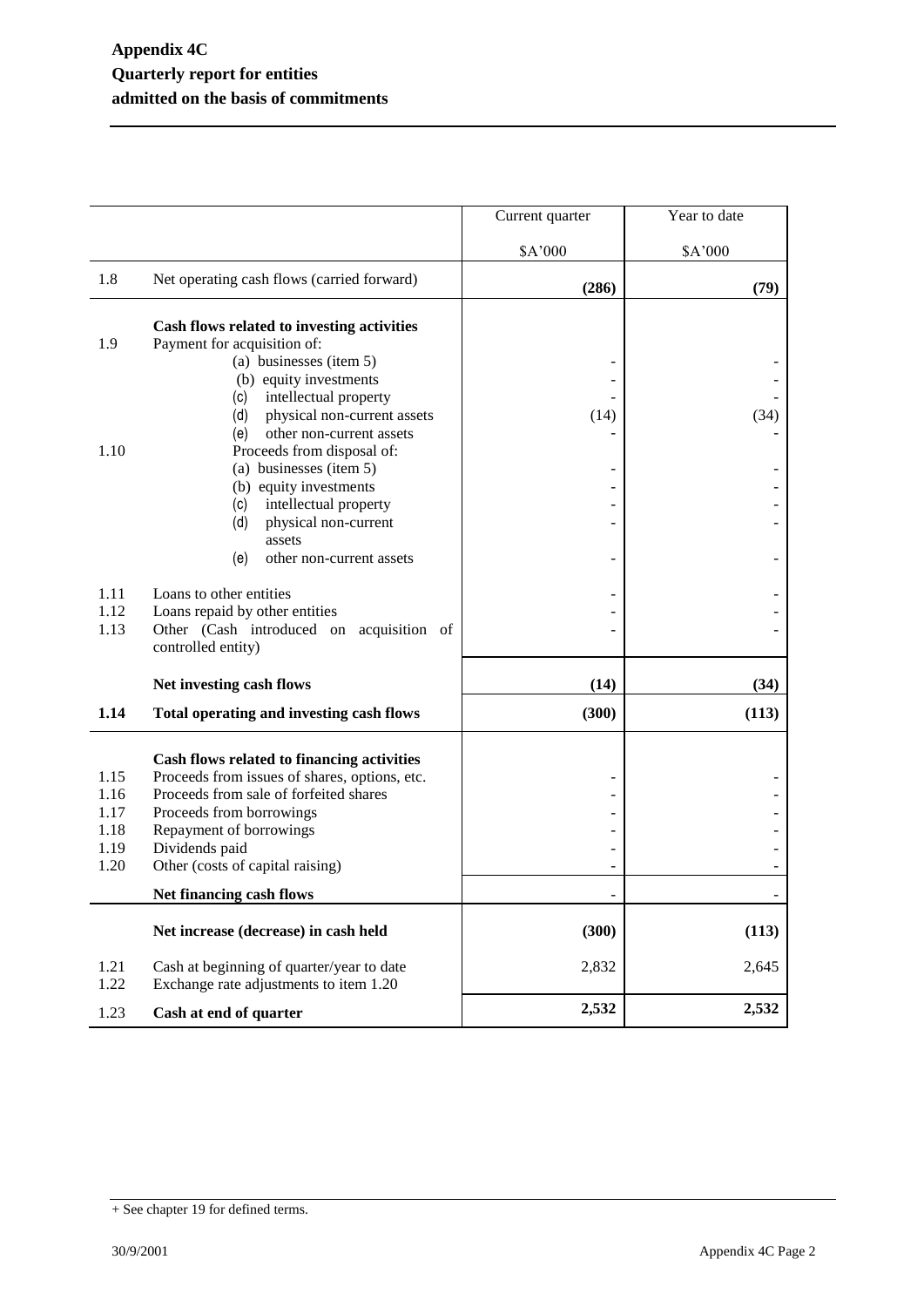**Appendix 4C**
**Quarterly report for entities admitted on the basis of commitments**

| | | Current quarter | Year to date |
|---|---|---|---|
| | | $A'000 | $A'000 |
| 1.8 | Net operating cash flows (carried forward) | **(286)** | **(79)** |
| | **Cash flows related to investing activities** | | |
| 1.9 | Payment for acquisition of: | | |
| | (a) businesses (item 5) | - | - |
| | (b) equity investments | - | - |
| | (c) intellectual property | - | - |
| | (d) physical non-current assets | (14) | (34) |
| | (e) other non-current assets | - | - |
| 1.10 | Proceeds from disposal of: | | |
| | (a) businesses (item 5) | - | - |
| | (b) equity investments | - | - |
| | (c) intellectual property | - | - |
| | (d) physical non-current assets | - | - |
| | (e) other non-current assets | - | - |
| 1.11 | Loans to other entities | - | - |
| 1.12 | Loans repaid by other entities | - | - |
| 1.13 | Other (Cash introduced on acquisition of controlled entity) | - | - |
| | **Net investing cash flows** | **(14)** | **(34)** |
| **1.14** | **Total operating and investing cash flows** | **(300)** | **(113)** |
| | **Cash flows related to financing activities** | | |
| 1.15 | Proceeds from issues of shares, options, etc. | - | - |
| 1.16 | Proceeds from sale of forfeited shares | - | - |
| 1.17 | Proceeds from borrowings | - | - |
| 1.18 | Repayment of borrowings | - | - |
| 1.19 | Dividends paid | - | - |
| 1.20 | Other (costs of capital raising) | - | - |
| | **Net financing cash flows** | - | - |
| | **Net increase (decrease) in cash held** | **(300)** | **(113)** |
| 1.21 | Cash at beginning of quarter/year to date | 2,832 | 2,645 |
| 1.22 | Exchange rate adjustments to item 1.20 | | |
| 1.23 | **Cash at end of quarter** | **2,532** | **2,532** |

+ See chapter 19 for defined terms.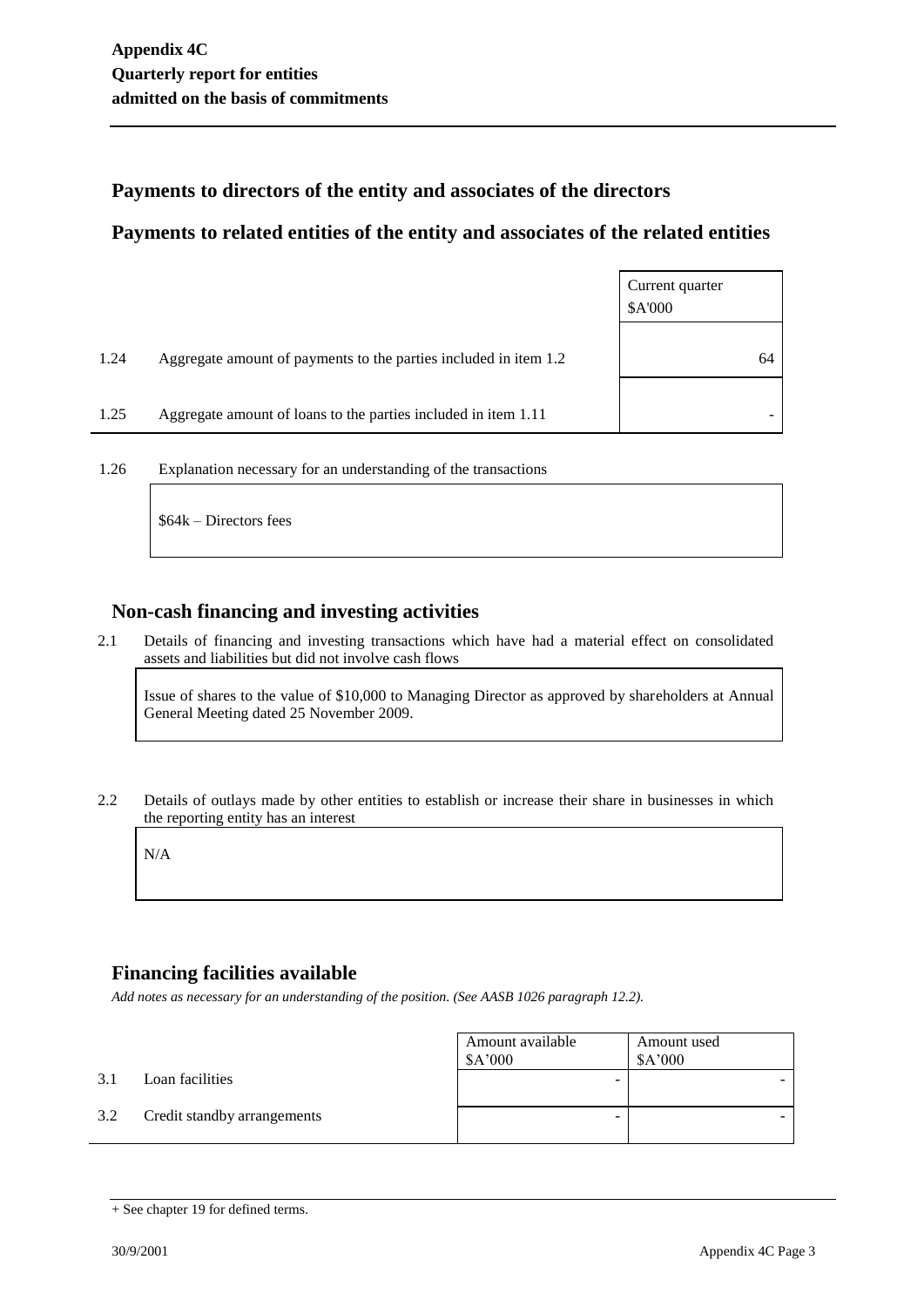## Payments to directors of the entity and associates of the directors

## Payments to related entities of the entity and associates of the related entities

| | | Current quarter $A'000 |
|---|---|---|
| 1.24 | Aggregate amount of payments to the parties included in item 1.2 | 64 |
| 1.25 | Aggregate amount of loans to the parties included in item 1.11 | - |

1.26 Explanation necessary for an understanding of the transactions

$64k – Directors fees

## Non-cash financing and investing activities

2.1 Details of financing and investing transactions which have had a material effect on consolidated assets and liabilities but did not involve cash flows

Issue of shares to the value of $10,000 to Managing Director as approved by shareholders at Annual General Meeting dated 25 November 2009.

2.2 Details of outlays made by other entities to establish or increase their share in businesses in which the reporting entity has an interest

N/A

## Financing facilities available

*Add notes as necessary for an understanding of the position. (See AASB 1026 paragraph 12.2).*

| | | Amount available $A'000 | Amount used $A'000 |
|---|---|---|---|
| 3.1 | Loan facilities | - | - |
| 3.2 | Credit standby arrangements | - | - |

+ See chapter 19 for defined terms.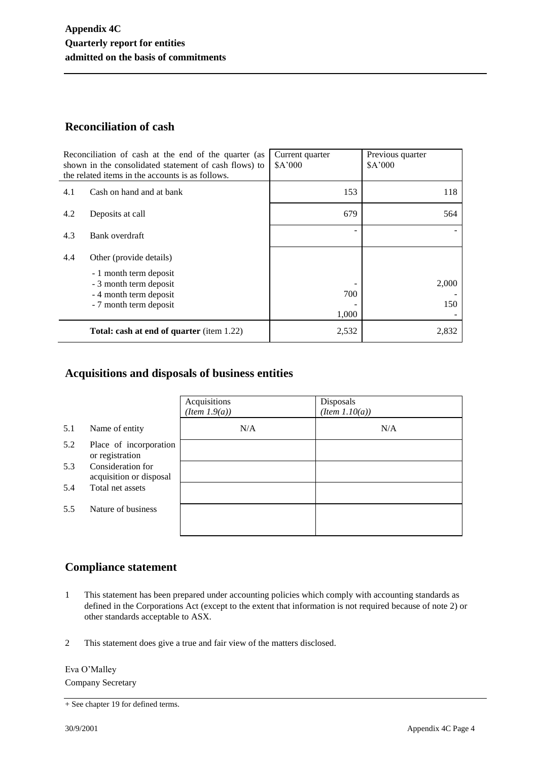**Appendix 4C**
**Quarterly report for entities**
**admitted on the basis of commitments**

## Reconciliation of cash

| Reconciliation of cash at the end of the quarter (as shown in the consolidated statement of cash flows) to the related items in the accounts is as follows. | | Current quarter $A'000 | Previous quarter $A'000 |
|---|---|---|---|
| 4.1 | Cash on hand and at bank | 153 | 118 |
| 4.2 | Deposits at call | 679 | 564 |
| 4.3 | Bank overdraft | - | - |
| 4.4 | Other (provide details) | | |
| | - 1 month term deposit | - | 2,000 |
| | - 3 month term deposit | 700 | - |
| | - 4 month term deposit | - | 150 |
| | - 7 month term deposit | 1,000 | - |
| | **Total: cash at end of quarter** (item 1.22) | 2,532 | 2,832 |

## Acquisitions and disposals of business entities

| | | Acquisitions *(Item 1.9(a))* | Disposals *(Item 1.10(a))* |
|---|---|---|---|
| 5.1 | Name of entity | N/A | N/A |
| 5.2 | Place of incorporation or registration | | |
| 5.3 | Consideration for acquisition or disposal | | |
| 5.4 | Total net assets | | |
| 5.5 | Nature of business | | |

## Compliance statement

1 This statement has been prepared under accounting policies which comply with accounting standards as defined in the Corporations Act (except to the extent that information is not required because of note 2) or other standards acceptable to ASX.

2 This statement does give a true and fair view of the matters disclosed.

Eva O'Malley
Company Secretary

+ See chapter 19 for defined terms.